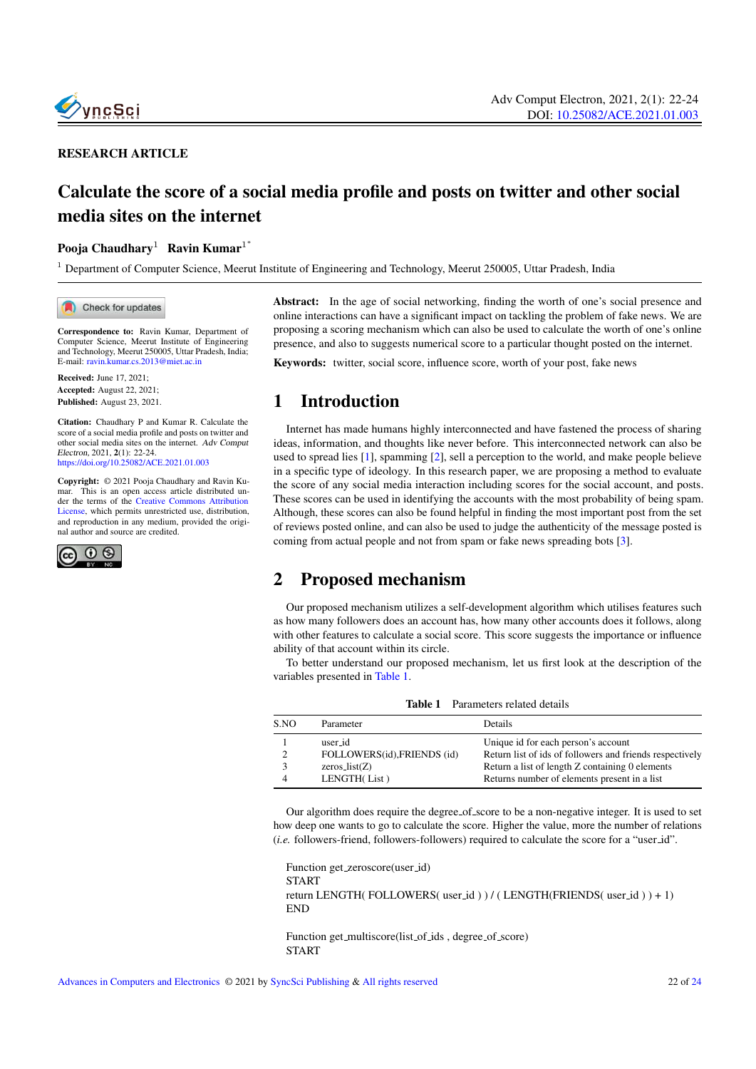RESEARCH ARTICLE

# Calculate the score of a social media profile and posts on twitter and other social media sites on the internet

**Pooja Chaudhary**[1] **Ravin Kumar**[1*]

[1] Department of Computer Science, Meerut Institute of Engineering and Technology, Meerut 250005, Uttar Pradesh, India

**Correspondence to:** Ravin Kumar, Department of Computer Science, Meerut Institute of Engineering and Technology, Meerut 250005, Uttar Pradesh; India E-mail: ravin.kumar.cs.2013@miet.ac.in

**Received:** June 17, 2021;
**Accepted:** August 22, 2021;
**Published:** August 23, 2021.

**Citation:** Chaudhary P and Kumar R. Calculate the score of a social media profile and posts on twitter and other social media sites on the internet. *Adv Comput Electron*, 2021, **2**(1): 22-24. https://doi.org/10.25082/ACE.2021.01.003

**Copyright:** © 2021 Pooja Chaudhary and Ravin Kumar. This is an open access article distributed under the terms of the Creative Commons Attribution License, which permits unrestricted use, distribution, and reproduction in any medium, provided the original author and source are credited.

**Abstract:** In the age of social networking, finding the worth of one's social presence and online interactions can have a significant impact on tackling the problem of fake news. We are proposing a scoring mechanism which can also be used to calculate the worth of one's online presence, and also to suggests numerical score to a particular thought posted on the internet.

**Keywords:** twitter, social score, influence score, worth of your post, fake news

## 1 Introduction

Internet has made humans highly interconnected and have fastened the process of sharing ideas, information, and thoughts like never before. This interconnected network can also be used to spread lies [1], spamming [2], sell a perception to the world, and make people believe in a specific type of ideology. In this research paper, we are proposing a method to evaluate the score of any social media interaction including scores for the social account, and posts. These scores can be used in identifying the accounts with the most probability of being spam. Although, these scores can also be found helpful in finding the most important post from the set of reviews posted online, and can also be used to judge the authenticity of the message posted is coming from actual people and not from spam or fake news spreading bots [3].

## 2 Proposed mechanism

Our proposed mechanism utilizes a self-development algorithm which utilises features such as how many followers does an account has, how many other accounts does it follows, along with other features to calculate a social score. This score suggests the importance or influence ability of that account within its circle.

To better understand our proposed mechanism, let us first look at the description of the variables presented in Table 1.

**Table 1** Parameters related details

| S.NO | Parameter | Details |
|---|---|---|
| 1 | user_id | Unique id for each person's account |
| 2 | FOLLOWERS(id),FRIENDS (id) | Return list of ids of followers and friends respectively |
| 3 | zeros_list(Z) | Return a list of length Z containing 0 elements |
| 4 | LENGTH( List ) | Returns number of elements present in a list |

Our algorithm does require the degree_of_score to be a non-negative integer. It is used to set how deep one wants to go to calculate the score. Higher the value, more the number of relations (*i.e.* followers-friend, followers-followers) required to calculate the score for a "user_id".

```
Function get_zeroscore(user_id)
START
return LENGTH( FOLLOWERS( user_id ) ) / ( LENGTH(FRIENDS( user_id ) ) + 1)
END

Function get_multiscore(list_of_ids , degree_of_score)
START
```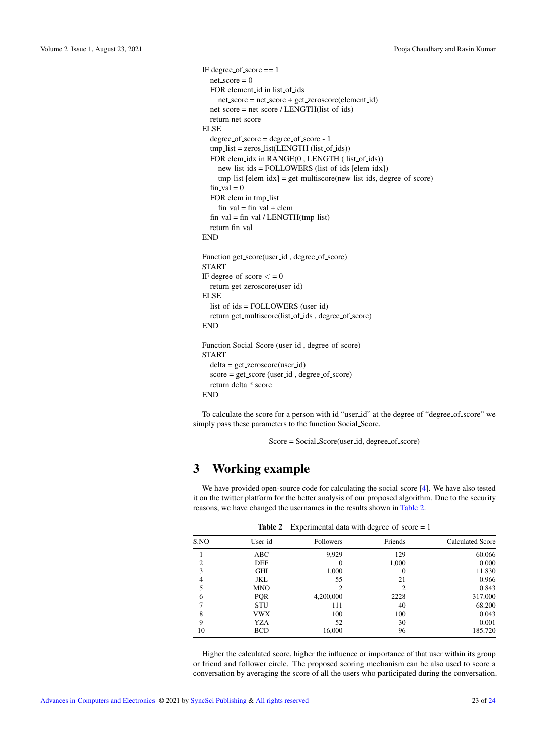```
IF degree_of_score == 1
   net_score = 0
   FOR element_id in list_of_ids
      net_score = net_score + get_zeroscore(element_id)
   net_score = net_score / LENGTH(list_of_ids)
   return net_score
ELSE
   degree_of_score = degree_of_score - 1
   tmp_list = zeros_list(LENGTH (list_of_ids))
   FOR elem_idx in RANGE(0 , LENGTH ( list_of_ids))
      new_list_ids = FOLLOWERS (list_of_ids [elem_idx])
      tmp_list [elem_idx] = get_multiscore(new_list_ids, degree_of_score)
   fin_val = 0
   FOR elem in tmp_list
      fin_val = fin_val + elem
   fin_val = fin_val / LENGTH(tmp_list)
   return fin_val
END

Function get_score(user_id , degree_of_score)
START
IF degree_of_score < = 0
   return get_zeroscore(user_id)
ELSE
   list_of_ids = FOLLOWERS (user_id)
   return get_multiscore(list_of_ids , degree_of_score)
END

Function Social_Score (user_id , degree_of_score)
START
   delta = get_zeroscore(user_id)
   score = get_score (user_id , degree_of_score)
   return delta * score
END
```

To calculate the score for a person with id "user_id" at the degree of "degree_of_score" we simply pass these parameters to the function Social_Score.

Score = Social_Score(user_id, degree_of_score)

# 3 Working example

We have provided open-source code for calculating the social_score [4]. We have also tested it on the twitter platform for the better analysis of our proposed algorithm. Due to the security reasons, we have changed the usernames in the results shown in Table 2.

**Table 2** Experimental data with degree_of_score = 1

| S.NO | User_id | Followers | Friends | Calculated Score |
|---|---|---|---|---|
| 1 | ABC | 9,929 | 129 | 60.066 |
| 2 | DEF | 0 | 1,000 | 0.000 |
| 3 | GHI | 1,000 | 0 | 11.830 |
| 4 | JKL | 55 | 21 | 0.966 |
| 5 | MNO | 2 | 2 | 0.843 |
| 6 | PQR | 4,200,000 | 2228 | 317.000 |
| 7 | STU | 111 | 40 | 68.200 |
| 8 | VWX | 100 | 100 | 0.043 |
| 9 | YZA | 52 | 30 | 0.001 |
| 10 | BCD | 16,000 | 96 | 185.720 |

Higher the calculated score, higher the influence or importance of that user within its group or friend and follower circle. The proposed scoring mechanism can be also used to score a conversation by averaging the score of all the users who participated during the conversation.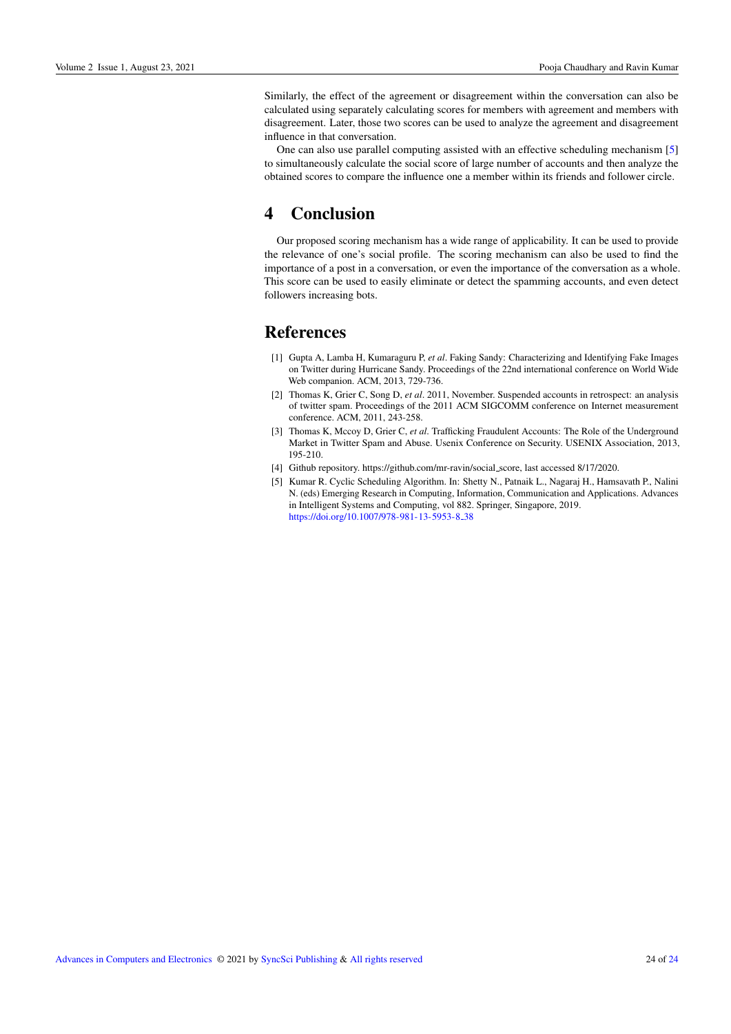Similarly, the effect of the agreement or disagreement within the conversation can also be calculated using separately calculating scores for members with agreement and members with disagreement. Later, those two scores can be used to analyze the agreement and disagreement influence in that conversation.

One can also use parallel computing assisted with an effective scheduling mechanism [5] to simultaneously calculate the social score of large number of accounts and then analyze the obtained scores to compare the influence one a member within its friends and follower circle.

# 4 Conclusion

Our proposed scoring mechanism has a wide range of applicability. It can be used to provide the relevance of one's social profile. The scoring mechanism can also be used to find the importance of a post in a conversation, or even the importance of the conversation as a whole. This score can be used to easily eliminate or detect the spamming accounts, and even detect followers increasing bots.

# References

[1] Gupta A, Lamba H, Kumaraguru P, *et al*. Faking Sandy: Characterizing and Identifying Fake Images on Twitter during Hurricane Sandy. Proceedings of the 22nd international conference on World Wide Web companion. ACM, 2013, 729-736.

[2] Thomas K, Grier C, Song D, *et al*. 2011, November. Suspended accounts in retrospect: an analysis of twitter spam. Proceedings of the 2011 ACM SIGCOMM conference on Internet measurement conference. ACM, 2011, 243-258.

[3] Thomas K, Mccoy D, Grier C, *et al*. Trafficking Fraudulent Accounts: The Role of the Underground Market in Twitter Spam and Abuse. Usenix Conference on Security. USENIX Association, 2013, 195-210.

[4] Github repository. https://github.com/mr-ravin/social_score, last accessed 8/17/2020.

[5] Kumar R. Cyclic Scheduling Algorithm. In: Shetty N., Patnaik L., Nagaraj H., Hamsavath P., Nalini N. (eds) Emerging Research in Computing, Information, Communication and Applications. Advances in Intelligent Systems and Computing, vol 882. Springer, Singapore, 2019. https://doi.org/10.1007/978-981-13-5953-8_38